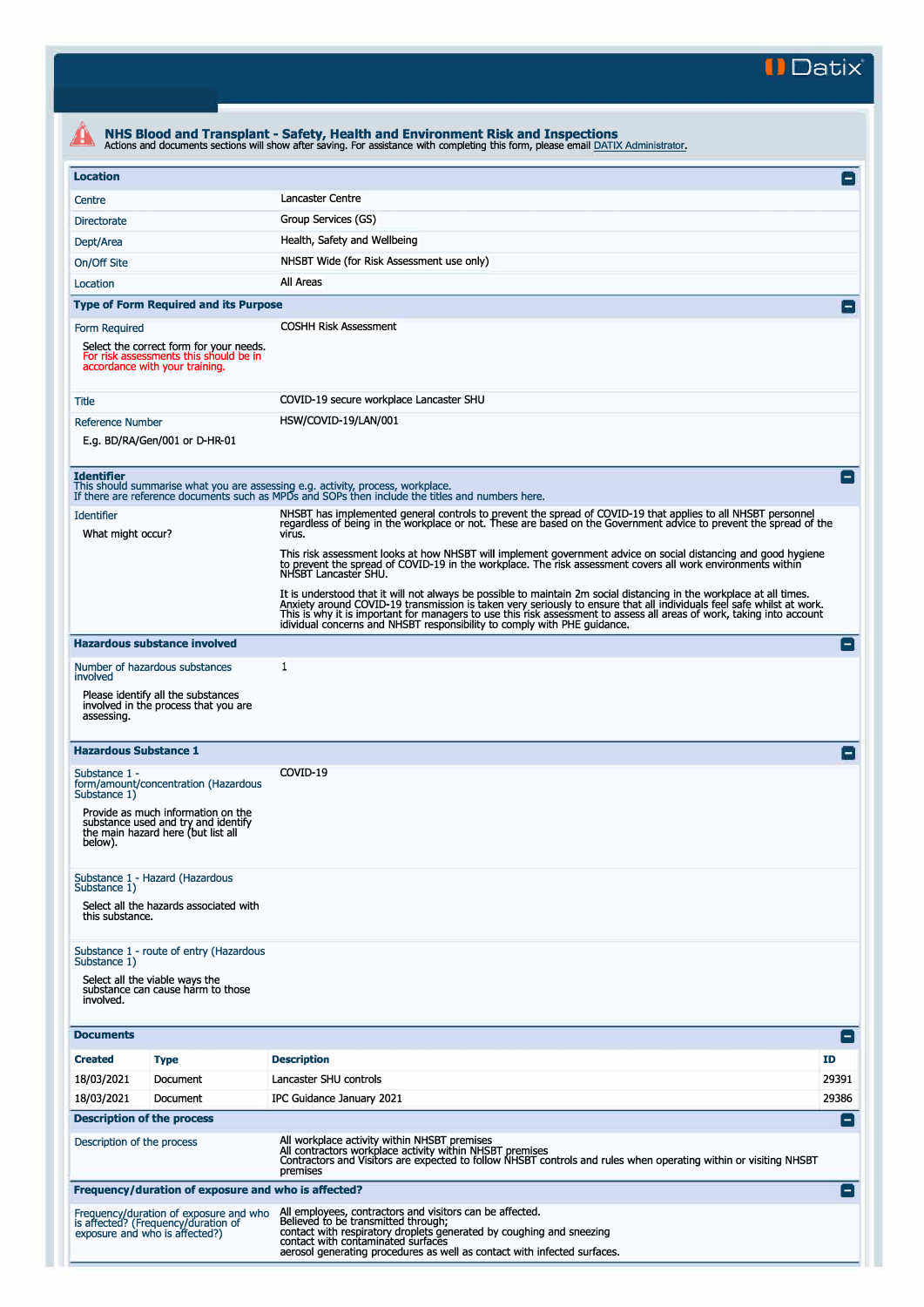Datix

# NHS Blood and Transplant - Safety, Health and Environment Risk and Inspections

Actions and documents sections will show after saving. For assistance with completing this form, please email DATIX Administrator.

## Location

| | |
|---|---|
| Centre | Lancaster Centre |
| Directorate | Group Services (GS) |
| Dept/Area | Health, Safety and Wellbeing |
| On/Off Site | NHSBT Wide (for Risk Assessment use only) |
| Location | All Areas |

## Type of Form Required and its Purpose

| | |
|---|---|
| Form Required<br>Select the correct form for your needs. For risk assessments this should be in accordance with your training. | COSHH Risk Assessment |
| Title | COVID-19 secure workplace Lancaster SHU |
| Reference Number<br>E.g. BD/RA/Gen/001 or D-HR-01 | HSW/COVID-19/LAN/001 |

## Identifier

This should summarise what you are assessing e.g. activity, process, workplace.
If there are reference documents such as MPDs and SOPs then include the titles and numbers here.

**Identifier**
What might occur?

NHSBT has implemented general controls to prevent the spread of COVID-19 that applies to all NHSBT personnel regardless of being in the workplace or not. These are based on the Government advice to prevent the spread of the virus.

This risk assessment looks at how NHSBT will implement government advice on social distancing and good hygiene to prevent the spread of COVID-19 in the workplace. The risk assessment covers all work environments within NHSBT Lancaster SHU.

It is understood that it will not always be possible to maintain 2m social distancing in the workplace at all times. Anxiety around COVID-19 transmission is taken very seriously to ensure that all individuals feel safe whilst at work. This is why it is important for managers to use this risk assessment to assess all areas of work, taking into account idividual concerns and NHSBT responsibility to comply with PHE guidance.

## Hazardous substance involved

| | |
|---|---|
| Number of hazardous substances involved<br>Please identify all the substances involved in the process that you are assessing. | 1 |

## Hazardous Substance 1

| | |
|---|---|
| Substance 1 - form/amount/concentration (Hazardous Substance 1)<br>Provide as much information on the substance used and try and identify the main hazard here (but list all below). | COVID-19 |
| Substance 1 - Hazard (Hazardous Substance 1)<br>Select all the hazards associated with this substance. | |
| Substance 1 - route of entry (Hazardous Substance 1)<br>Select all the viable ways the substance can cause harm to those involved. | |

## Documents

| Created | Type | Description | ID |
|---|---|---|---|
| 18/03/2021 | Document | Lancaster SHU controls | 29391 |
| 18/03/2021 | Document | IPC Guidance January 2021 | 29386 |

## Description of the process

**Description of the process**

All workplace activity within NHSBT premises
All contractors workplace activity within NHSBT premises
Contractors and Visitors are expected to follow NHSBT controls and rules when operating within or visiting NHSBT premises

## Frequency/duration of exposure and who is affected?

**Frequency/duration of exposure and who is affected? (Frequency/duration of exposure and who is affected?)**

All employees, contractors and visitors can be affected.
Believed to be transmitted through;
contact with respiratory droplets generated by coughing and sneezing
contact with contaminated surfaces
aerosol generating procedures as well as contact with infected surfaces.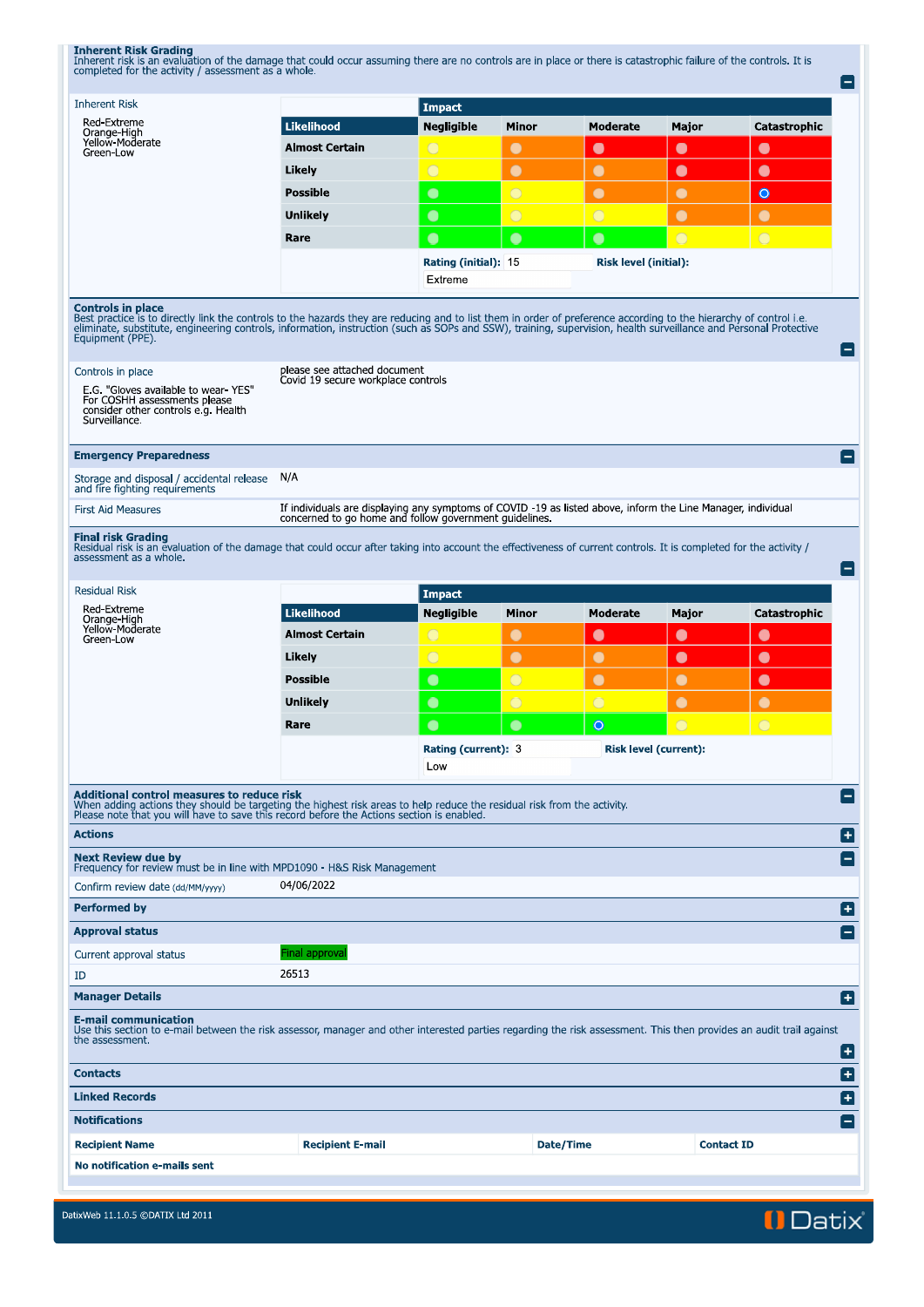**Inherent Risk Grading**
Inherent risk is an evaluation of the damage that could occur assuming there are no controls are in place or there is catastrophic failure of the controls. It is completed for the activity / assessment as a whole.

Inherent Risk

Red-Extreme
Orange-High
Yellow-Moderate
Green-Low

| | Impact | | | | |
|---|---|---|---|---|---|
| **Likelihood** | **Negligible** | **Minor** | **Moderate** | **Major** | **Catastrophic** |
| **Almost Certain** | | | | | |
| **Likely** | | | | | |
| **Possible** | | | | | ◉ |
| **Unlikely** | | | | | |
| **Rare** | | | | | |

**Rating (initial):** 15 **Risk level (initial):** Extreme

**Controls in place**
Best practice is to directly link the controls to the hazards they are reducing and to list them in order of preference according to the hierarchy of control i.e. eliminate, substitute, engineering controls, information, instruction (such as SOPs and SSW), training, supervision, health surveillance and Personal Protective Equipment (PPE).

Controls in place

E.G. "Gloves available to wear- YES"
For COSHH assessments please consider other controls e.g. Health Surveillance.

please see attached document
Covid 19 secure workplace controls

**Emergency Preparedness**

Storage and disposal / accidental release and fire fighting requirements: N/A

First Aid Measures: If individuals are displaying any symptoms of COVID -19 as listed above, inform the Line Manager, individual concerned to go home and follow government guidelines.

**Final risk Grading**
Residual risk is an evaluation of the damage that could occur after taking into account the effectiveness of current controls. It is completed for the activity / assessment as a whole.

Residual Risk

Red-Extreme
Orange-High
Yellow-Moderate
Green-Low

| | Impact | | | | |
|---|---|---|---|---|---|
| **Likelihood** | **Negligible** | **Minor** | **Moderate** | **Major** | **Catastrophic** |
| **Almost Certain** | | | | | |
| **Likely** | | | | | |
| **Possible** | | | | | |
| **Unlikely** | | | | | |
| **Rare** | | | ◉ | | |

**Rating (current):** 3 **Risk level (current):** Low

**Additional control measures to reduce risk**
When adding actions they should be targeting the highest risk areas to help reduce the residual risk from the activity.
Please note that you will have to save this record before the Actions section is enabled.

**Actions**

**Next Review due by**
Frequency for review must be in line with MPD1090 - H&S Risk Management

Confirm review date (dd/MM/yyyy): 04/06/2022

**Performed by**

**Approval status**

Current approval status: Final approval

ID: 26513

**Manager Details**

**E-mail communication**
Use this section to e-mail between the risk assessor, manager and other interested parties regarding the risk assessment. This then provides an audit trail against the assessment.

**Contacts**

**Linked Records**

**Notifications**

| Recipient Name | Recipient E-mail | Date/Time | Contact ID |
|---|---|---|---|
| No notification e-mails sent | | | |

DatixWeb 11.1.0.5 ©DATIX Ltd 2011